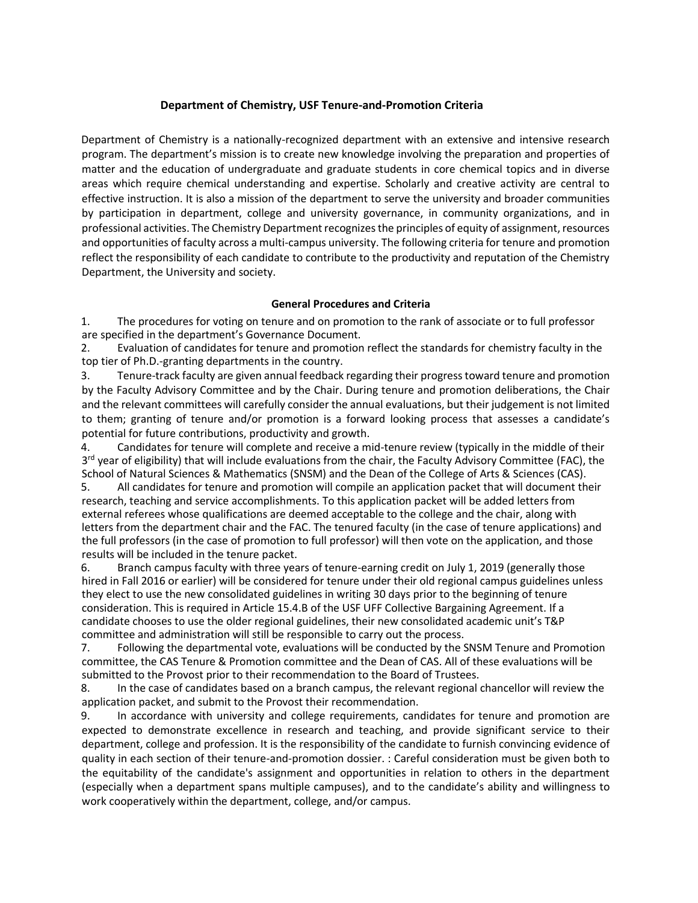# Department of Chemistry, USF Tenure-and-Promotion Criteria

Department of Chemistry is a nationally-recognized department with an extensive and intensive research program. The department's mission is to create new knowledge involving the preparation and properties of matter and the education of undergraduate and graduate students in core chemical topics and in diverse areas which require chemical understanding and expertise. Scholarly and creative activity are central to effective instruction. It is also a mission of the department to serve the university and broader communities by participation in department, college and university governance, in community organizations, and in professional activities. The Chemistry Department recognizes the principles of equity of assignment, resources and opportunities of faculty across a multi-campus university. The following criteria for tenure and promotion reflect the responsibility of each candidate to contribute to the productivity and reputation of the Chemistry Department, the University and society.

## General Procedures and Criteria

1. The procedures for voting on tenure and on promotion to the rank of associate or to full professor are specified in the department's Governance Document.
2. Evaluation of candidates for tenure and promotion reflect the standards for chemistry faculty in the top tier of Ph.D.-granting departments in the country.
3. Tenure-track faculty are given annual feedback regarding their progress toward tenure and promotion by the Faculty Advisory Committee and by the Chair. During tenure and promotion deliberations, the Chair and the relevant committees will carefully consider the annual evaluations, but their judgement is not limited to them; granting of tenure and/or promotion is a forward looking process that assesses a candidate's potential for future contributions, productivity and growth.
4. Candidates for tenure will complete and receive a mid-tenure review (typically in the middle of their 3rd year of eligibility) that will include evaluations from the chair, the Faculty Advisory Committee (FAC), the School of Natural Sciences & Mathematics (SNSM) and the Dean of the College of Arts & Sciences (CAS).
5. All candidates for tenure and promotion will compile an application packet that will document their research, teaching and service accomplishments. To this application packet will be added letters from external referees whose qualifications are deemed acceptable to the college and the chair, along with letters from the department chair and the FAC. The tenured faculty (in the case of tenure applications) and the full professors (in the case of promotion to full professor) will then vote on the application, and those results will be included in the tenure packet.
6. Branch campus faculty with three years of tenure-earning credit on July 1, 2019 (generally those hired in Fall 2016 or earlier) will be considered for tenure under their old regional campus guidelines unless they elect to use the new consolidated guidelines in writing 30 days prior to the beginning of tenure consideration. This is required in Article 15.4.B of the USF UFF Collective Bargaining Agreement. If a candidate chooses to use the older regional guidelines, their new consolidated academic unit's T&P committee and administration will still be responsible to carry out the process.
7. Following the departmental vote, evaluations will be conducted by the SNSM Tenure and Promotion committee, the CAS Tenure & Promotion committee and the Dean of CAS. All of these evaluations will be submitted to the Provost prior to their recommendation to the Board of Trustees.
8. In the case of candidates based on a branch campus, the relevant regional chancellor will review the application packet, and submit to the Provost their recommendation.
9. In accordance with university and college requirements, candidates for tenure and promotion are expected to demonstrate excellence in research and teaching, and provide significant service to their department, college and profession. It is the responsibility of the candidate to furnish convincing evidence of quality in each section of their tenure-and-promotion dossier. : Careful consideration must be given both to the equitability of the candidate's assignment and opportunities in relation to others in the department (especially when a department spans multiple campuses), and to the candidate's ability and willingness to work cooperatively within the department, college, and/or campus.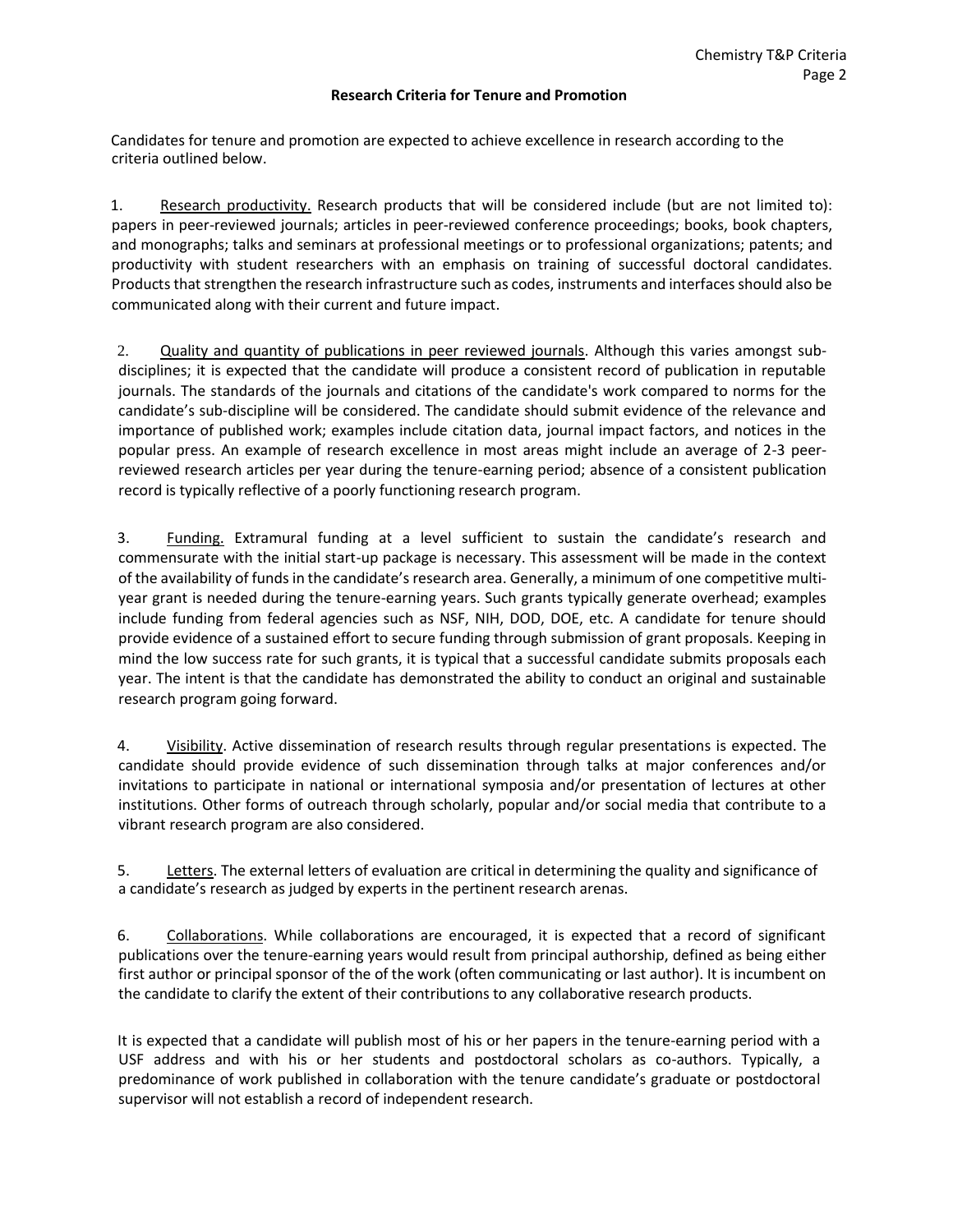## Research Criteria for Tenure and Promotion

Candidates for tenure and promotion are expected to achieve excellence in research according to the criteria outlined below.

1. Research productivity. Research products that will be considered include (but are not limited to): papers in peer-reviewed journals; articles in peer-reviewed conference proceedings; books, book chapters, and monographs; talks and seminars at professional meetings or to professional organizations; patents; and productivity with student researchers with an emphasis on training of successful doctoral candidates. Products that strengthen the research infrastructure such as codes, instruments and interfaces should also be communicated along with their current and future impact.

2. Quality and quantity of publications in peer reviewed journals. Although this varies amongst sub-disciplines; it is expected that the candidate will produce a consistent record of publication in reputable journals. The standards of the journals and citations of the candidate's work compared to norms for the candidate's sub-discipline will be considered. The candidate should submit evidence of the relevance and importance of published work; examples include citation data, journal impact factors, and notices in the popular press. An example of research excellence in most areas might include an average of 2-3 peer-reviewed research articles per year during the tenure-earning period; absence of a consistent publication record is typically reflective of a poorly functioning research program.

3. Funding. Extramural funding at a level sufficient to sustain the candidate's research and commensurate with the initial start-up package is necessary. This assessment will be made in the context of the availability of funds in the candidate's research area. Generally, a minimum of one competitive multi-year grant is needed during the tenure-earning years. Such grants typically generate overhead; examples include funding from federal agencies such as NSF, NIH, DOD, DOE, etc. A candidate for tenure should provide evidence of a sustained effort to secure funding through submission of grant proposals. Keeping in mind the low success rate for such grants, it is typical that a successful candidate submits proposals each year. The intent is that the candidate has demonstrated the ability to conduct an original and sustainable research program going forward.

4. Visibility. Active dissemination of research results through regular presentations is expected. The candidate should provide evidence of such dissemination through talks at major conferences and/or invitations to participate in national or international symposia and/or presentation of lectures at other institutions. Other forms of outreach through scholarly, popular and/or social media that contribute to a vibrant research program are also considered.

5. Letters. The external letters of evaluation are critical in determining the quality and significance of a candidate's research as judged by experts in the pertinent research arenas.

6. Collaborations. While collaborations are encouraged, it is expected that a record of significant publications over the tenure-earning years would result from principal authorship, defined as being either first author or principal sponsor of the of the work (often communicating or last author). It is incumbent on the candidate to clarify the extent of their contributions to any collaborative research products.

It is expected that a candidate will publish most of his or her papers in the tenure-earning period with a USF address and with his or her students and postdoctoral scholars as co-authors. Typically, a predominance of work published in collaboration with the tenure candidate's graduate or postdoctoral supervisor will not establish a record of independent research.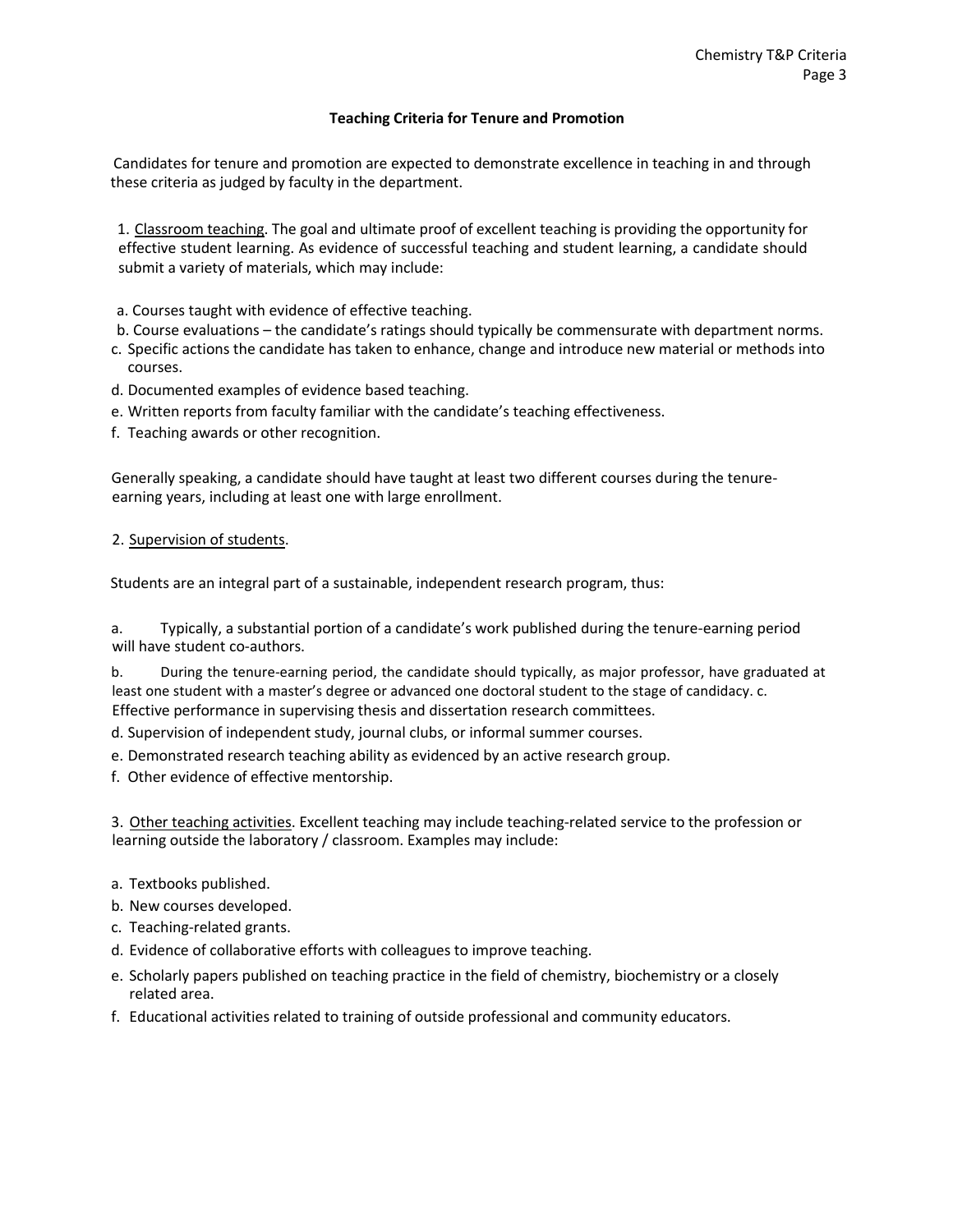## Teaching Criteria for Tenure and Promotion

Candidates for tenure and promotion are expected to demonstrate excellence in teaching in and through these criteria as judged by faculty in the department.

1. Classroom teaching. The goal and ultimate proof of excellent teaching is providing the opportunity for effective student learning. As evidence of successful teaching and student learning, a candidate should submit a variety of materials, which may include:

a. Courses taught with evidence of effective teaching.
b. Course evaluations – the candidate's ratings should typically be commensurate with department norms.
c. Specific actions the candidate has taken to enhance, change and introduce new material or methods into courses.
d. Documented examples of evidence based teaching.
e. Written reports from faculty familiar with the candidate's teaching effectiveness.
f. Teaching awards or other recognition.

Generally speaking, a candidate should have taught at least two different courses during the tenure-earning years, including at least one with large enrollment.

2. Supervision of students.

Students are an integral part of a sustainable, independent research program, thus:

a. Typically, a substantial portion of a candidate's work published during the tenure-earning period will have student co-authors.
b. During the tenure-earning period, the candidate should typically, as major professor, have graduated at least one student with a master's degree or advanced one doctoral student to the stage of candidacy.
c. Effective performance in supervising thesis and dissertation research committees.
d. Supervision of independent study, journal clubs, or informal summer courses.
e. Demonstrated research teaching ability as evidenced by an active research group.
f. Other evidence of effective mentorship.

3. Other teaching activities. Excellent teaching may include teaching-related service to the profession or learning outside the laboratory / classroom. Examples may include:

a. Textbooks published.
b. New courses developed.
c. Teaching-related grants.
d. Evidence of collaborative efforts with colleagues to improve teaching.
e. Scholarly papers published on teaching practice in the field of chemistry, biochemistry or a closely related area.
f. Educational activities related to training of outside professional and community educators.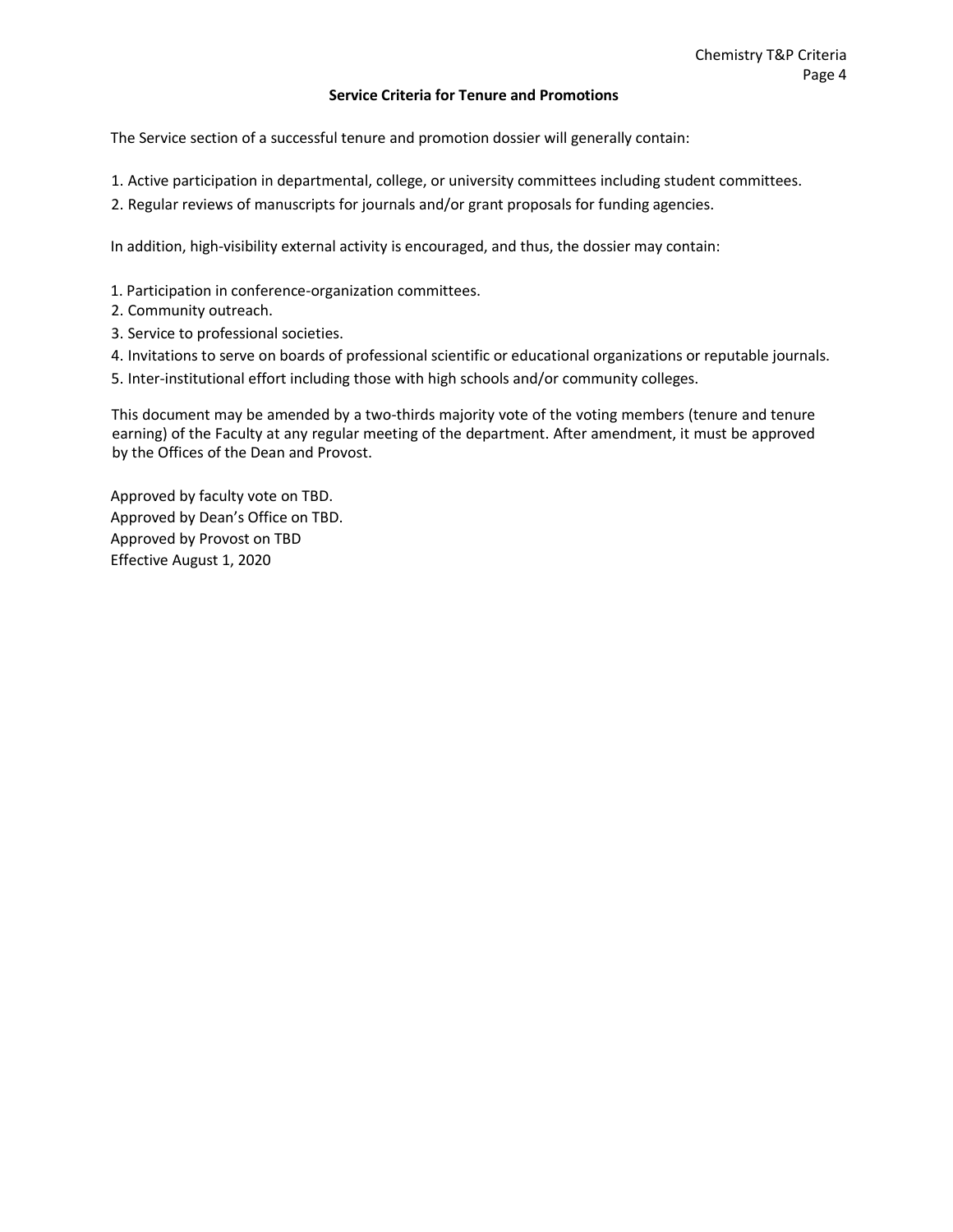## Service Criteria for Tenure and Promotions

The Service section of a successful tenure and promotion dossier will generally contain:

1. Active participation in departmental, college, or university committees including student committees.
2. Regular reviews of manuscripts for journals and/or grant proposals for funding agencies.

In addition, high-visibility external activity is encouraged, and thus, the dossier may contain:

1. Participation in conference-organization committees.
2. Community outreach.
3. Service to professional societies.
4. Invitations to serve on boards of professional scientific or educational organizations or reputable journals.
5. Inter-institutional effort including those with high schools and/or community colleges.

This document may be amended by a two-thirds majority vote of the voting members (tenure and tenure earning) of the Faculty at any regular meeting of the department. After amendment, it must be approved by the Offices of the Dean and Provost.

Approved by faculty vote on TBD.
Approved by Dean's Office on TBD.
Approved by Provost on TBD
Effective August 1, 2020